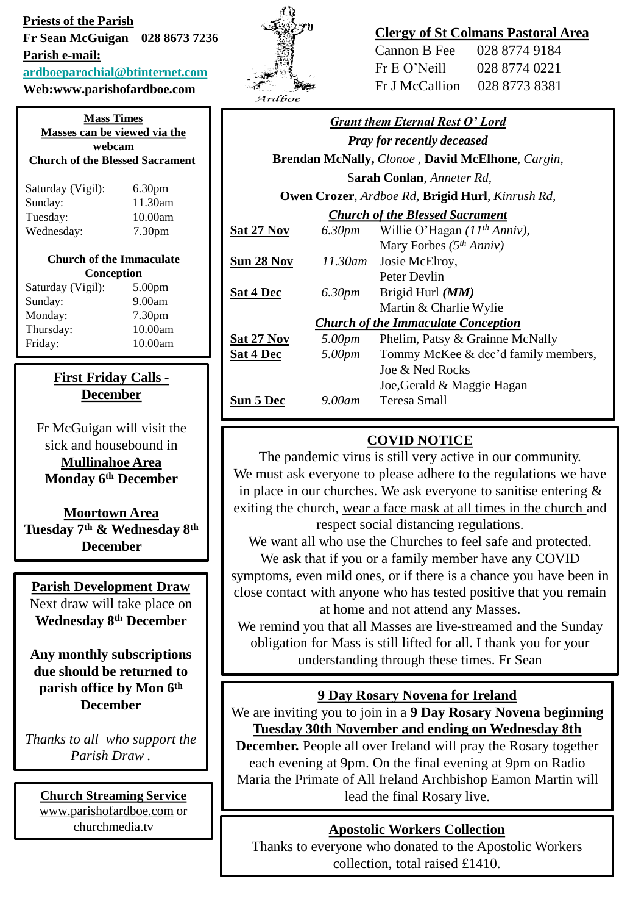**Priests of the Parish**
**Fr Sean McGuigan 028 8673 7236**
**Parish e-mail:**
**ardboeparochial@btinternet.com**
**Web:www.parishofardboe.com**

Ardboe

**Clergy of St Colmans Pastoral Area**
Cannon B Fee 028 8774 9184
Fr E O'Neill 028 8774 0221
Fr J McCallion 028 8773 8381

## Mass Times

**Masses can be viewed via the webcam**

**Church of the Blessed Sacrament**

| | |
|---|---|
| Saturday (Vigil): | 6.30pm |
| Sunday: | 11.30am |
| Tuesday: | 10.00am |
| Wednesday: | 7.30pm |

**Church of the Immaculate Conception**

| | |
|---|---|
| Saturday (Vigil): | 5.00pm |
| Sunday: | 9.00am |
| Monday: | 7.30pm |
| Thursday: | 10.00am |
| Friday: | 10.00am |

## First Friday Calls - December

Fr McGuigan will visit the sick and housebound in
**Mullinahoe Area**
**Monday 6th December**

**Moortown Area**
**Tuesday 7th & Wednesday 8th December**

## Parish Development Draw

Next draw will take place on **Wednesday 8th December**

**Any monthly subscriptions due should be returned to parish office by Mon 6th December**

*Thanks to all who support the Parish Draw .*

## Church Streaming Service

www.parishofardboe.com or churchmedia.tv

## *Grant them Eternal Rest O' Lord*

*Pray for recently deceased*

**Brendan McNally,** *Clonoe* , **David McElhone**, *Cargin*, **Sarah Conlan**, *Anneter Rd*, **Owen Crozer**, *Ardboe Rd*, **Brigid Hurl**, *Kinrush Rd*,

***Church of the Blessed Sacrament***

| | | |
|---|---|---|
| **Sat 27 Nov** | *6.30pm* | Willie O'Hagan *(11th Anniv)*, Mary Forbes *(5th Anniv)* |
| **Sun 28 Nov** | *11.30am* | Josie McElroy, Peter Devlin |
| **Sat 4 Dec** | *6.30pm* | Brigid Hurl ***(MM)*** Martin & Charlie Wylie |

***Church of the Immaculate Conception***

| | | |
|---|---|---|
| **Sat 27 Nov** | *5.00pm* | Phelim, Patsy & Grainne McNally |
| **Sat 4 Dec** | *5.00pm* | Tommy McKee & dec'd family members, Joe & Ned Rocks, Joe,Gerald & Maggie Hagan |
| **Sun 5 Dec** | *9.00am* | Teresa Small |

## COVID NOTICE

The pandemic virus is still very active in our community. We must ask everyone to please adhere to the regulations we have in place in our churches. We ask everyone to sanitise entering & exiting the church, wear a face mask at all times in the church and respect social distancing regulations.
We want all who use the Churches to feel safe and protected. We ask that if you or a family member have any COVID symptoms, even mild ones, or if there is a chance you have been in close contact with anyone who has tested positive that you remain at home and not attend any Masses.
We remind you that all Masses are live-streamed and the Sunday obligation for Mass is still lifted for all. I thank you for your understanding through these times. Fr Sean

## 9 Day Rosary Novena for Ireland

We are inviting you to join in a **9 Day Rosary Novena beginning Tuesday 30th November and ending on Wednesday 8th December.** People all over Ireland will pray the Rosary together each evening at 9pm. On the final evening at 9pm on Radio Maria the Primate of All Ireland Archbishop Eamon Martin will lead the final Rosary live.

## Apostolic Workers Collection

Thanks to everyone who donated to the Apostolic Workers collection, total raised £1410.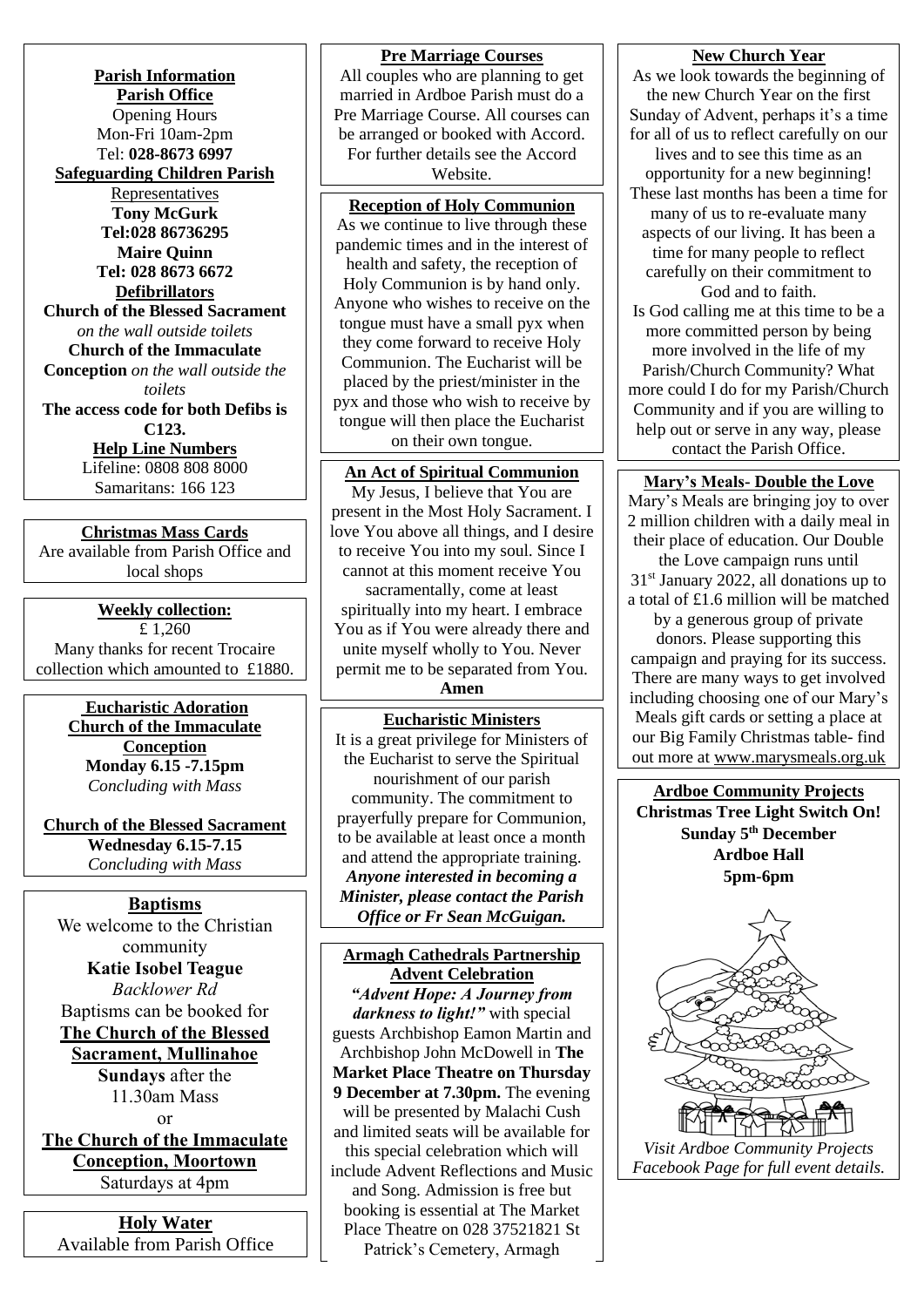## Parish Information

### Parish Office

Opening Hours
Mon-Fri 10am-2pm
Tel: **028-8673 6997**

**Safeguarding Children Parish**
Representatives
**Tony McGurk**
**Tel:028 86736295**
**Maire Quinn**
**Tel: 028 8673 6672**

**Defibrillators**
**Church of the Blessed Sacrament** *on the wall outside toilets*
**Church of the Immaculate Conception** *on the wall outside the toilets*
**The access code for both Defibs is C123.**

**Help Line Numbers**
Lifeline: 0808 808 8000
Samaritans: 166 123

### Christmas Mass Cards

Are available from Parish Office and local shops

### Weekly collection:

£ 1,260
Many thanks for recent Trocaire collection which amounted to £1880.

### Eucharistic Adoration

**Church of the Immaculate Conception**
**Monday 6.15 -7.15pm**
*Concluding with Mass*

**Church of the Blessed Sacrament**
**Wednesday 6.15-7.15**
*Concluding with Mass*

### Baptisms

We welcome to the Christian community
**Katie Isobel Teague**
*Backlower Rd*

Baptisms can be booked for
**The Church of the Blessed Sacrament, Mullinahoe**
**Sundays** after the 11.30am Mass
or
**The Church of the Immaculate Conception, Moortown**
Saturdays at 4pm

### Holy Water

Available from Parish Office

### Pre Marriage Courses

All couples who are planning to get married in Ardboe Parish must do a Pre Marriage Course. All courses can be arranged or booked with Accord. For further details see the Accord Website.

### Reception of Holy Communion

As we continue to live through these pandemic times and in the interest of health and safety, the reception of Holy Communion is by hand only. Anyone who wishes to receive on the tongue must have a small pyx when they come forward to receive Holy Communion. The Eucharist will be placed by the priest/minister in the pyx and those who wish to receive by tongue will then place the Eucharist on their own tongue.

### An Act of Spiritual Communion

My Jesus, I believe that You are present in the Most Holy Sacrament. I love You above all things, and I desire to receive You into my soul. Since I cannot at this moment receive You sacramentally, come at least spiritually into my heart. I embrace You as if You were already there and unite myself wholly to You. Never permit me to be separated from You.
**Amen**

### Eucharistic Ministers

It is a great privilege for Ministers of the Eucharist to serve the Spiritual nourishment of our parish community. The commitment to prayerfully prepare for Communion, to be available at least once a month and attend the appropriate training.
***Anyone interested in becoming a Minister, please contact the Parish Office or Fr Sean McGuigan.***

### Armagh Cathedrals Partnership Advent Celebration

***"Advent Hope: A Journey from darkness to light!"*** with special guests Archbishop Eamon Martin and Archbishop John McDowell in **The Market Place Theatre on Thursday 9 December at 7.30pm.** The evening will be presented by Malachi Cush and limited seats will be available for this special celebration which will include Advent Reflections and Music and Song. Admission is free but booking is essential at The Market Place Theatre on 028 37521821 St Patrick's Cemetery, Armagh

### New Church Year

As we look towards the beginning of the new Church Year on the first Sunday of Advent, perhaps it's a time for all of us to reflect carefully on our lives and to see this time as an opportunity for a new beginning! These last months has been a time for many of us to re-evaluate many aspects of our living. It has been a time for many people to reflect carefully on their commitment to God and to faith.
Is God calling me at this time to be a more committed person by being more involved in the life of my Parish/Church Community? What more could I do for my Parish/Church Community and if you are willing to help out or serve in any way, please contact the Parish Office.

### Mary's Meals- Double the Love

Mary's Meals are bringing joy to over 2 million children with a daily meal in their place of education. Our Double the Love campaign runs until 31st January 2022, all donations up to a total of £1.6 million will be matched by a generous group of private donors. Please supporting this campaign and praying for its success. There are many ways to get involved including choosing one of our Mary's Meals gift cards or setting a place at our Big Family Christmas table- find out more at www.marysmeals.org.uk

### Ardboe Community Projects

**Christmas Tree Light Switch On!**
**Sunday 5th December**
**Ardboe Hall**
**5pm-6pm**

*Visit Ardboe Community Projects Facebook Page for full event details.*